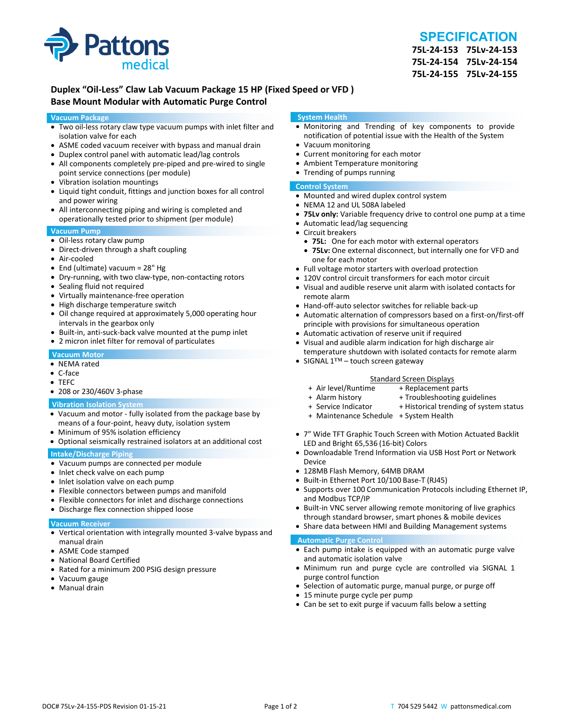Pattons medical

# SPECIFICATION

**75L-24-153 75Lv-24-153**
**75L-24-154 75Lv-24-154**
**75L-24-155 75Lv-24-155**

## Duplex "Oil-Less" Claw Lab Vacuum Package 15 HP (Fixed Speed or VFD )
## Base Mount Modular with Automatic Purge Control

### Vacuum Package

- Two oil-less rotary claw type vacuum pumps with inlet filter and isolation valve for each
- ASME coded vacuum receiver with bypass and manual drain
- Duplex control panel with automatic lead/lag controls
- All components completely pre-piped and pre-wired to single point service connections (per module)
- Vibration isolation mountings
- Liquid tight conduit, fittings and junction boxes for all control and power wiring
- All interconnecting piping and wiring is completed and operationally tested prior to shipment (per module)

### Vacuum Pump

- Oil-less rotary claw pump
- Direct-driven through a shaft coupling
- Air-cooled
- End (ultimate) vacuum = 28" Hg
- Dry-running, with two claw-type, non-contacting rotors
- Sealing fluid not required
- Virtually maintenance-free operation
- High discharge temperature switch
- Oil change required at approximately 5,000 operating hour intervals in the gearbox only
- Built-in, anti-suck-back valve mounted at the pump inlet
- 2 micron inlet filter for removal of particulates

### Vacuum Motor

- NEMA rated
- C-face
- TEFC
- 208 or 230/460V 3-phase

### Vibration Isolation System

- Vacuum and motor - fully isolated from the package base by means of a four-point, heavy duty, isolation system
- Minimum of 95% isolation efficiency
- Optional seismically restrained isolators at an additional cost

### Intake/Discharge Piping

- Vacuum pumps are connected per module
- Inlet check valve on each pump
- Inlet isolation valve on each pump
- Flexible connectors between pumps and manifold
- Flexible connectors for inlet and discharge connections
- Discharge flex connection shipped loose

### Vacuum Receiver

- Vertical orientation with integrally mounted 3-valve bypass and manual drain
- ASME Code stamped
- National Board Certified
- Rated for a minimum 200 PSIG design pressure
- Vacuum gauge
- Manual drain

### System Health

- Monitoring and Trending of key components to provide notification of potential issue with the Health of the System
- Vacuum monitoring
- Current monitoring for each motor
- Ambient Temperature monitoring
- Trending of pumps running

### Control System

- Mounted and wired duplex control system
- NEMA 12 and UL 508A labeled
- **75Lv only:** Variable frequency drive to control one pump at a time
- Automatic lead/lag sequencing
- Circuit breakers
  - **75L:** One for each motor with external operators
  - **75Lv:** One external disconnect, but internally one for VFD and one for each motor
- Full voltage motor starters with overload protection
- 120V control circuit transformers for each motor circuit
- Visual and audible reserve unit alarm with isolated contacts for remote alarm
- Hand-off-auto selector switches for reliable back-up
- Automatic alternation of compressors based on a first-on/first-off principle with provisions for simultaneous operation
- Automatic activation of reserve unit if required
- Visual and audible alarm indication for high discharge air temperature shutdown with isolated contacts for remote alarm
- SIGNAL 1™ – touch screen gateway

Standard Screen Displays

| | |
|---|---|
| + Air level/Runtime | + Replacement parts |
| + Alarm history | + Troubleshooting guidelines |
| + Service Indicator | + Historical trending of system status |
| + Maintenance Schedule | + System Health |

- 7" Wide TFT Graphic Touch Screen with Motion Actuated Backlit LED and Bright 65,536 (16-bit) Colors
- Downloadable Trend Information via USB Host Port or Network Device
- 128MB Flash Memory, 64MB DRAM
- Built-in Ethernet Port 10/100 Base-T (RJ45)
- Supports over 100 Communication Protocols including Ethernet IP, and Modbus TCP/IP
- Built-in VNC server allowing remote monitoring of live graphics through standard browser, smart phones & mobile devices
- Share data between HMI and Building Management systems

### Automatic Purge Control

- Each pump intake is equipped with an automatic purge valve and automatic isolation valve
- Minimum run and purge cycle are controlled via SIGNAL 1 purge control function
- Selection of automatic purge, manual purge, or purge off
- 15 minute purge cycle per pump
- Can be set to exit purge if vacuum falls below a setting

DOC# 75Lv-24-155-PDS Revision 01-15-21 T 704 529 5442 W pattonsmedical.com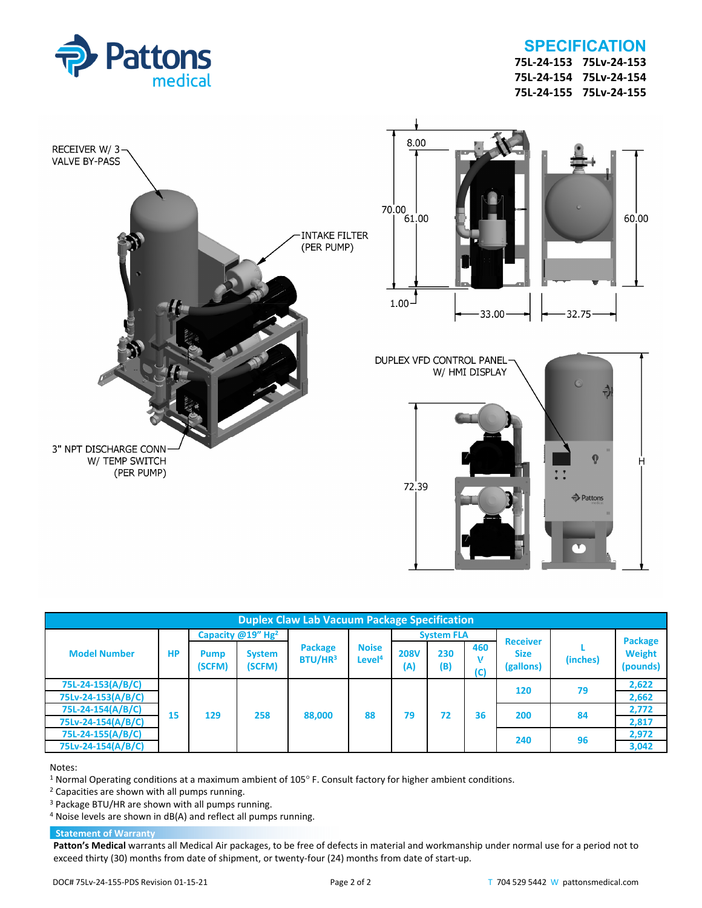# SPECIFICATION

**75L-24-153 75Lv-24-153**
**75L-24-154 75Lv-24-154**
**75L-24-155 75Lv-24-155**

RECEIVER W/ 3 VALVE BY-PASS

INTAKE FILTER (PER PUMP)

3" NPT DISCHARGE CONN W/ TEMP SWITCH (PER PUMP)

DUPLEX VFD CONTROL PANEL W/ HMI DISPLAY

8.00

70.00

61.00

1.00

33.00

32.75

60.00

72.39

H

| Duplex Claw Lab Vacuum Package Specification | | | | | | | | | | | |
|---|---|---|---|---|---|---|---|---|---|---|---|
| Model Number | HP | Capacity @19" Hg[2] Pump (SCFM) | Capacity @19" Hg[2] System (SCFM) | Package BTU/HR[3] | Noise Level[4] | System FLA 208V (A) | System FLA 230 (B) | System FLA 460 V (C) | Receiver Size (gallons) | L (inches) | Package Weight (pounds) |
| 75L-24-153(A/B/C) | 15 | 129 | 258 | 88,000 | 88 | 79 | 72 | 36 | 120 | 79 | 2,622 |
| 75Lv-24-153(A/B/C) | | | | | | | | | | | 2,662 |
| 75L-24-154(A/B/C) | | | | | | | | | 200 | 84 | 2,772 |
| 75Lv-24-154(A/B/C) | | | | | | | | | | | 2,817 |
| 75L-24-155(A/B/C) | | | | | | | | | 240 | 96 | 2,972 |
| 75Lv-24-154(A/B/C) | | | | | | | | | | | 3,042 |

Notes:

[1] Normal Operating conditions at a maximum ambient of 105° F. Consult factory for higher ambient conditions.
[2] Capacities are shown with all pumps running.
[3] Package BTU/HR are shown with all pumps running.
[4] Noise levels are shown in dB(A) and reflect all pumps running.

## Statement of Warranty

**Patton's Medical** warrants all Medical Air packages, to be free of defects in material and workmanship under normal use for a period not to exceed thirty (30) months from date of shipment, or twenty-four (24) months from date of start-up.

DOC# 75Lv-24-155-PDS Revision 01-15-21

T 704 529 5442 W pattonsmedical.com